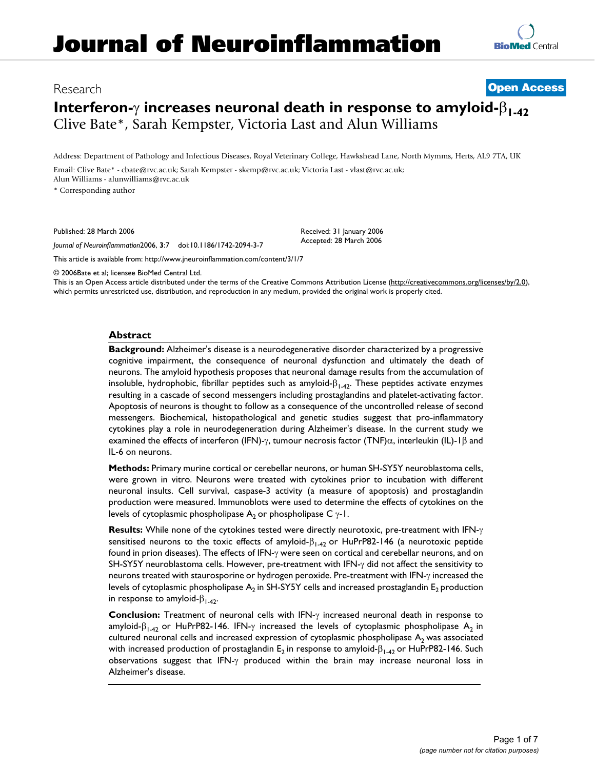Research

**Open Access**

# Interferon-$\gamma$ increases neuronal death in response to amyloid-$\beta_{1-42}$

Clive Bate*, Sarah Kempster, Victoria Last and Alun Williams

Address: Department of Pathology and Infectious Diseases, Royal Veterinary College, Hawkshead Lane, North Mymms, Herts, AL9 7TA, UK

Email: Clive Bate* - cbate@rvc.ac.uk; Sarah Kempster - skemp@rvc.ac.uk; Victoria Last - vlast@rvc.ac.uk; Alun Williams - alunwilliams@rvc.ac.uk

* Corresponding author

Published: 28 March 2006

*Journal of Neuroinflammation* 2006, **3**:7 doi:10.1186/1742-2094-3-7

Received: 31 January 2006
Accepted: 28 March 2006

This article is available from: http://www.jneuroinflammation.com/content/3/1/7

© 2006 Bate et al; licensee BioMed Central Ltd.
This is an Open Access article distributed under the terms of the Creative Commons Attribution License (http://creativecommons.org/licenses/by/2.0), which permits unrestricted use, distribution, and reproduction in any medium, provided the original work is properly cited.

## Abstract

**Background:** Alzheimer's disease is a neurodegenerative disorder characterized by a progressive cognitive impairment, the consequence of neuronal dysfunction and ultimately the death of neurons. The amyloid hypothesis proposes that neuronal damage results from the accumulation of insoluble, hydrophobic, fibrillar peptides such as amyloid-$\beta_{1-42}$. These peptides activate enzymes resulting in a cascade of second messengers including prostaglandins and platelet-activating factor. Apoptosis of neurons is thought to follow as a consequence of the uncontrolled release of second messengers. Biochemical, histopathological and genetic studies suggest that pro-inflammatory cytokines play a role in neurodegeneration during Alzheimer's disease. In the current study we examined the effects of interferon (IFN)-$\gamma$, tumour necrosis factor (TNF)$\alpha$, interleukin (IL)-1$\beta$ and IL-6 on neurons.

**Methods:** Primary murine cortical or cerebellar neurons, or human SH-SY5Y neuroblastoma cells, were grown in vitro. Neurons were treated with cytokines prior to incubation with different neuronal insults. Cell survival, caspase-3 activity (a measure of apoptosis) and prostaglandin production were measured. Immunoblots were used to determine the effects of cytokines on the levels of cytoplasmic phospholipase $A_2$ or phospholipase C $\gamma$-1.

**Results:** While none of the cytokines tested were directly neurotoxic, pre-treatment with IFN-$\gamma$ sensitised neurons to the toxic effects of amyloid-$\beta_{1-42}$ or HuPrP82-146 (a neurotoxic peptide found in prion diseases). The effects of IFN-$\gamma$ were seen on cortical and cerebellar neurons, and on SH-SY5Y neuroblastoma cells. However, pre-treatment with IFN-$\gamma$ did not affect the sensitivity to neurons treated with staurosporine or hydrogen peroxide. Pre-treatment with IFN-$\gamma$ increased the levels of cytoplasmic phospholipase $A_2$ in SH-SY5Y cells and increased prostaglandin $E_2$ production in response to amyloid-$\beta_{1-42}$.

**Conclusion:** Treatment of neuronal cells with IFN-$\gamma$ increased neuronal death in response to amyloid-$\beta_{1-42}$ or HuPrP82-146. IFN-$\gamma$ increased the levels of cytoplasmic phospholipase $A_2$ in cultured neuronal cells and increased expression of cytoplasmic phospholipase $A_2$ was associated with increased production of prostaglandin $E_2$ in response to amyloid-$\beta_{1-42}$ or HuPrP82-146. Such observations suggest that IFN-$\gamma$ produced within the brain may increase neuronal loss in Alzheimer's disease.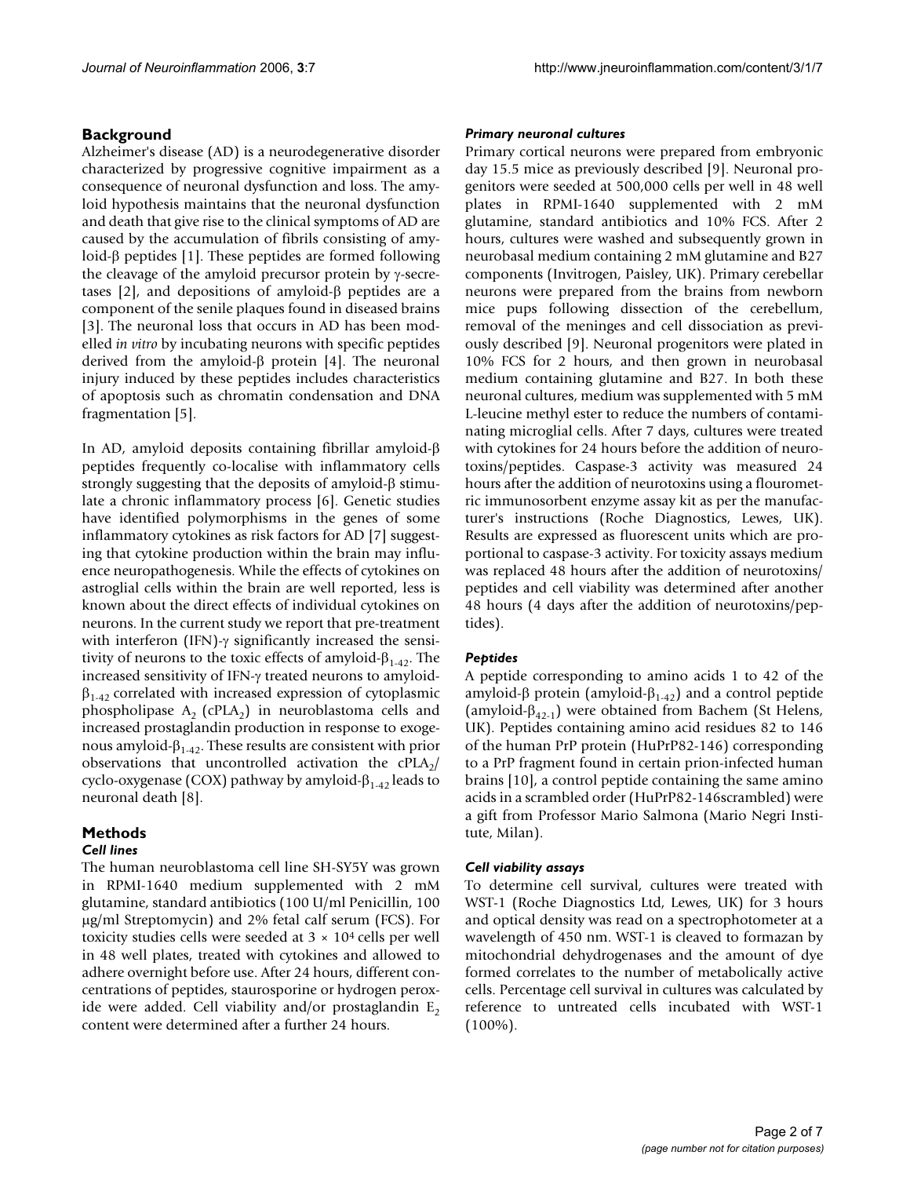## Background

Alzheimer's disease (AD) is a neurodegenerative disorder characterized by progressive cognitive impairment as a consequence of neuronal dysfunction and loss. The amyloid hypothesis maintains that the neuronal dysfunction and death that give rise to the clinical symptoms of AD are caused by the accumulation of fibrils consisting of amyloid-β peptides [1]. These peptides are formed following the cleavage of the amyloid precursor protein by γ-secretases [2], and depositions of amyloid-β peptides are a component of the senile plaques found in diseased brains [3]. The neuronal loss that occurs in AD has been modelled *in vitro* by incubating neurons with specific peptides derived from the amyloid-β protein [4]. The neuronal injury induced by these peptides includes characteristics of apoptosis such as chromatin condensation and DNA fragmentation [5].

In AD, amyloid deposits containing fibrillar amyloid-β peptides frequently co-localise with inflammatory cells strongly suggesting that the deposits of amyloid-β stimulate a chronic inflammatory process [6]. Genetic studies have identified polymorphisms in the genes of some inflammatory cytokines as risk factors for AD [7] suggesting that cytokine production within the brain may influence neuropathogenesis. While the effects of cytokines on astroglial cells within the brain are well reported, less is known about the direct effects of individual cytokines on neurons. In the current study we report that pre-treatment with interferon (IFN)-γ significantly increased the sensitivity of neurons to the toxic effects of amyloid-$\beta_{1-42}$. The increased sensitivity of IFN-γ treated neurons to amyloid-$\beta_{1-42}$ correlated with increased expression of cytoplasmic phospholipase $A_2$ ($cPLA_2$) in neuroblastoma cells and increased prostaglandin production in response to exogenous amyloid-$\beta_{1-42}$. These results are consistent with prior observations that uncontrolled activation the $cPLA_2$/cyclo-oxygenase (COX) pathway by amyloid-$\beta_{1-42}$ leads to neuronal death [8].

## Methods

### *Cell lines*

The human neuroblastoma cell line SH-SY5Y was grown in RPMI-1640 medium supplemented with 2 mM glutamine, standard antibiotics (100 U/ml Penicillin, 100 μg/ml Streptomycin) and 2% fetal calf serum (FCS). For toxicity studies cells were seeded at $3 \times 10^4$ cells per well in 48 well plates, treated with cytokines and allowed to adhere overnight before use. After 24 hours, different concentrations of peptides, staurosporine or hydrogen peroxide were added. Cell viability and/or prostaglandin $E_2$ content were determined after a further 24 hours.

### *Primary neuronal cultures*

Primary cortical neurons were prepared from embryonic day 15.5 mice as previously described [9]. Neuronal progenitors were seeded at 500,000 cells per well in 48 well plates in RPMI-1640 supplemented with 2 mM glutamine, standard antibiotics and 10% FCS. After 2 hours, cultures were washed and subsequently grown in neurobasal medium containing 2 mM glutamine and B27 components (Invitrogen, Paisley, UK). Primary cerebellar neurons were prepared from the brains from newborn mice pups following dissection of the cerebellum, removal of the meninges and cell dissociation as previously described [9]. Neuronal progenitors were plated in 10% FCS for 2 hours, and then grown in neurobasal medium containing glutamine and B27. In both these neuronal cultures, medium was supplemented with 5 mM L-leucine methyl ester to reduce the numbers of contaminating microglial cells. After 7 days, cultures were treated with cytokines for 24 hours before the addition of neurotoxins/peptides. Caspase-3 activity was measured 24 hours after the addition of neurotoxins using a flourometric immunosorbent enzyme assay kit as per the manufacturer's instructions (Roche Diagnostics, Lewes, UK). Results are expressed as fluorescent units which are proportional to caspase-3 activity. For toxicity assays medium was replaced 48 hours after the addition of neurotoxins/peptides and cell viability was determined after another 48 hours (4 days after the addition of neurotoxins/peptides).

### *Peptides*

A peptide corresponding to amino acids 1 to 42 of the amyloid-β protein (amyloid-$\beta_{1-42}$) and a control peptide (amyloid-$\beta_{42-1}$) were obtained from Bachem (St Helens, UK). Peptides containing amino acid residues 82 to 146 of the human PrP protein (HuPrP82-146) corresponding to a PrP fragment found in certain prion-infected human brains [10], a control peptide containing the same amino acids in a scrambled order (HuPrP82-146scrambled) were a gift from Professor Mario Salmona (Mario Negri Institute, Milan).

### *Cell viability assays*

To determine cell survival, cultures were treated with WST-1 (Roche Diagnostics Ltd, Lewes, UK) for 3 hours and optical density was read on a spectrophotometer at a wavelength of 450 nm. WST-1 is cleaved to formazan by mitochondrial dehydrogenases and the amount of dye formed correlates to the number of metabolically active cells. Percentage cell survival in cultures was calculated by reference to untreated cells incubated with WST-1 (100%).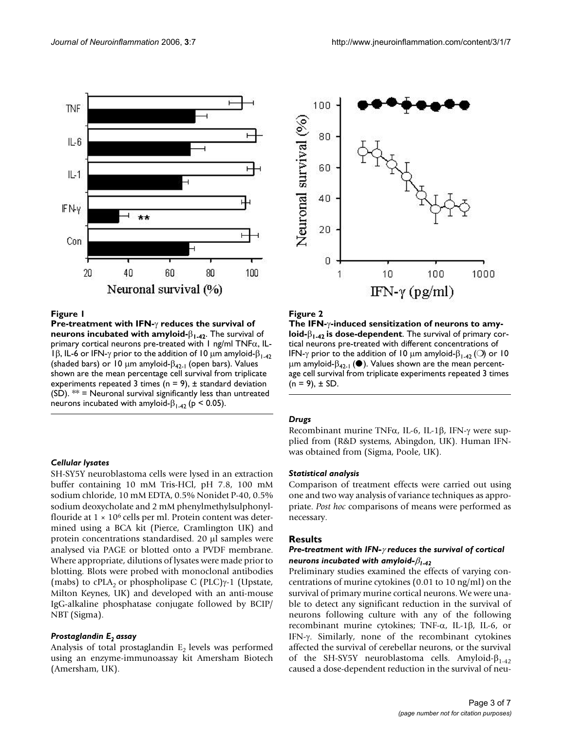**Figure 1**

**Pre-treatment with IFN-γ reduces the survival of neurons incubated with amyloid-$\beta_{1-42}$.** The survival of primary cortical neurons pre-treated with 1 ng/ml TNFα, IL-1β, IL-6 or IFN-γ prior to the addition of 10 μm amyloid-$\beta_{1-42}$ (shaded bars) or 10 μm amyloid-$\beta_{42-1}$ (open bars). Values shown are the mean percentage cell survival from triplicate experiments repeated 3 times (n = 9), ± standard deviation (SD). ** = Neuronal survival significantly less than untreated neurons incubated with amyloid-$\beta_{1-42}$ ($p < 0.05$).

**Figure 2**

**The IFN-γ-induced sensitization of neurons to amyloid-$\beta_{1-42}$ is dose-dependent.** The survival of primary cortical neurons pre-treated with different concentrations of IFN-γ prior to the addition of 10 μm amyloid-$\beta_{1-42}$ (○) or 10 μm amyloid-$\beta_{42-1}$ (●). Values shown are the mean percentage cell survival from triplicate experiments repeated 3 times (n = 9), ± SD.

### *Cellular lysates*

SH-SY5Y neuroblastoma cells were lysed in an extraction buffer containing 10 mM Tris-HCl, pH 7.8, 100 mM sodium chloride, 10 mM EDTA, 0.5% Nonidet P-40, 0.5% sodium deoxycholate and 2 mM phenylmethylsulphonylflouride at $1 \times 10^6$ cells per ml. Protein content was determined using a BCA kit (Pierce, Cramlington UK) and protein concentrations standardised. 20 μl samples were analysed via PAGE or blotted onto a PVDF membrane. Where appropriate, dilutions of lysates were made prior to blotting. Blots were probed with monoclonal antibodies (mabs) to $cPLA_2$ or phospholipase C (PLC)γ-1 (Upstate, Milton Keynes, UK) and developed with an anti-mouse IgG-alkaline phosphatase conjugate followed by BCIP/NBT (Sigma).

### *Prostaglandin $E_2$ assay*

Analysis of total prostaglandin $E_2$ levels was performed using an enzyme-immunoassay kit Amersham Biotech (Amersham, UK).

### *Drugs*

Recombinant murine TNFα, IL-6, IL-1β, IFN-γ were supplied from (R&D systems, Abingdon, UK). Human IFN-was obtained from (Sigma, Poole, UK).

### *Statistical analysis*

Comparison of treatment effects were carried out using one and two way analysis of variance techniques as appropriate. *Post hoc* comparisons of means were performed as necessary.

## Results

### *Pre-treatment with IFN-γ reduces the survival of cortical neurons incubated with amyloid-$\beta_{1-42}$*

Preliminary studies examined the effects of varying concentrations of murine cytokines (0.01 to 10 ng/ml) on the survival of primary murine cortical neurons. We were unable to detect any significant reduction in the survival of neurons following culture with any of the following recombinant murine cytokines; TNF-α, IL-1β, IL-6, or IFN-γ. Similarly, none of the recombinant cytokines affected the survival of cerebellar neurons, or the survival of the SH-SY5Y neuroblastoma cells. Amyloid-$\beta_{1-42}$ caused a dose-dependent reduction in the survival of neu-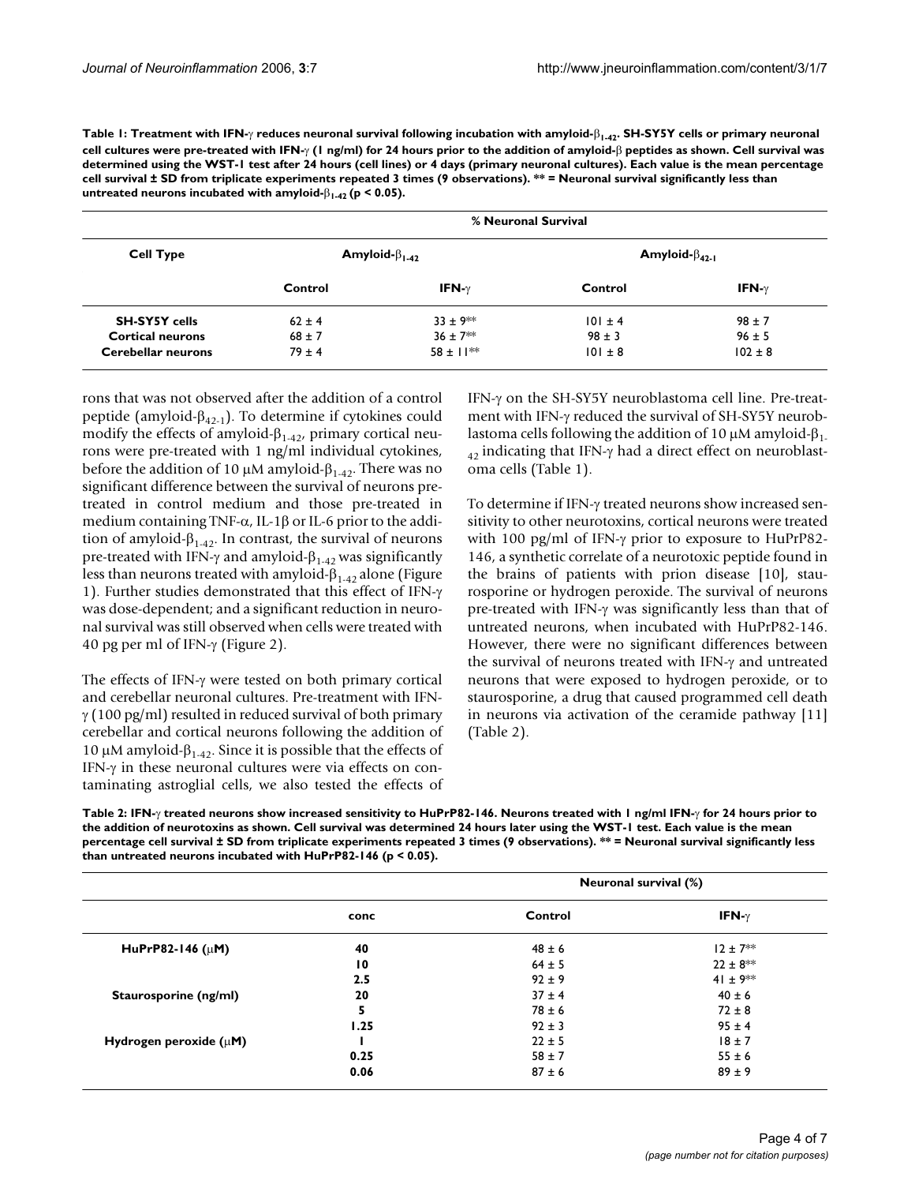**Table 1: Treatment with IFN-γ reduces neuronal survival following incubation with amyloid-$\beta_{1-42}$. SH-SY5Y cells or primary neuronal cell cultures were pre-treated with IFN-γ (1 ng/ml) for 24 hours prior to the addition of amyloid-β peptides as shown. Cell survival was determined using the WST-1 test after 24 hours (cell lines) or 4 days (primary neuronal cultures). Each value is the mean percentage cell survival ± SD from triplicate experiments repeated 3 times (9 observations). ** = Neuronal survival significantly less than untreated neurons incubated with amyloid-$\beta_{1-42}$ ($p < 0.05$).**

| | % Neuronal Survival | | | |
|---|---|---|---|---|
| **Cell Type** | **Amyloid-$\beta_{1-42}$** | | **Amyloid-$\beta_{42-1}$** | |
| | **Control** | **IFN-γ** | **Control** | **IFN-γ** |
| **SH-SY5Y cells** | 62 ± 4 | 33 ± 9** | 101 ± 4 | 98 ± 7 |
| **Cortical neurons** | 68 ± 7 | 36 ± 7** | 98 ± 3 | 96 ± 5 |
| **Cerebellar neurons** | 79 ± 4 | 58 ± 11** | 101 ± 8 | 102 ± 8 |

rons that was not observed after the addition of a control peptide (amyloid-$\beta_{42-1}$). To determine if cytokines could modify the effects of amyloid-$\beta_{1-42}$, primary cortical neurons were pre-treated with 1 ng/ml individual cytokines, before the addition of 10 μM amyloid-$\beta_{1-42}$. There was no significant difference between the survival of neurons pre-treated in control medium and those pre-treated in medium containing TNF-α, IL-1β or IL-6 prior to the addition of amyloid-$\beta_{1-42}$. In contrast, the survival of neurons pre-treated with IFN-γ and amyloid-$\beta_{1-42}$ was significantly less than neurons treated with amyloid-$\beta_{1-42}$ alone (Figure 1). Further studies demonstrated that this effect of IFN-γ was dose-dependent; and a significant reduction in neuronal survival was still observed when cells were treated with 40 pg per ml of IFN-γ (Figure 2).

The effects of IFN-γ were tested on both primary cortical and cerebellar neuronal cultures. Pre-treatment with IFN-γ (100 pg/ml) resulted in reduced survival of both primary cerebellar and cortical neurons following the addition of 10 μM amyloid-$\beta_{1-42}$. Since it is possible that the effects of IFN-γ in these neuronal cultures were via effects on contaminating astroglial cells, we also tested the effects of IFN-γ on the SH-SY5Y neuroblastoma cell line. Pre-treatment with IFN-γ reduced the survival of SH-SY5Y neuroblastoma cells following the addition of 10 μM amyloid-$\beta_{1-42}$ indicating that IFN-γ had a direct effect on neuroblastoma cells (Table 1).

To determine if IFN-γ treated neurons show increased sensitivity to other neurotoxins, cortical neurons were treated with 100 pg/ml of IFN-γ prior to exposure to HuPrP82-146, a synthetic correlate of a neurotoxic peptide found in the brains of patients with prion disease [10], staurosporine or hydrogen peroxide. The survival of neurons pre-treated with IFN-γ was significantly less than that of untreated neurons, when incubated with HuPrP82-146. However, there were no significant differences between the survival of neurons treated with IFN-γ and untreated neurons that were exposed to hydrogen peroxide, or to staurosporine, a drug that caused programmed cell death in neurons via activation of the ceramide pathway [11] (Table 2).

**Table 2: IFN-γ treated neurons show increased sensitivity to HuPrP82-146. Neurons treated with 1 ng/ml IFN-γ for 24 hours prior to the addition of neurotoxins as shown. Cell survival was determined 24 hours later using the WST-1 test. Each value is the mean percentage cell survival ± SD from triplicate experiments repeated 3 times (9 observations). ** = Neuronal survival significantly less than untreated neurons incubated with HuPrP82-146 ($p < 0.05$).**

| | | Neuronal survival (%) | |
|---|---|---|---|
| | **conc** | **Control** | **IFN-γ** |
| **HuPrP82-146 (μM)** | **40** | 48 ± 6 | 12 ± 7** |
| | **10** | 64 ± 5 | 22 ± 8** |
| | **2.5** | 92 ± 9 | 41 ± 9** |
| **Staurosporine (ng/ml)** | **20** | 37 ± 4 | 40 ± 6 |
| | **5** | 78 ± 6 | 72 ± 8 |
| | **1.25** | 92 ± 3 | 95 ± 4 |
| **Hydrogen peroxide (μM)** | **1** | 22 ± 5 | 18 ± 7 |
| | **0.25** | 58 ± 7 | 55 ± 6 |
| | **0.06** | 87 ± 6 | 89 ± 9 |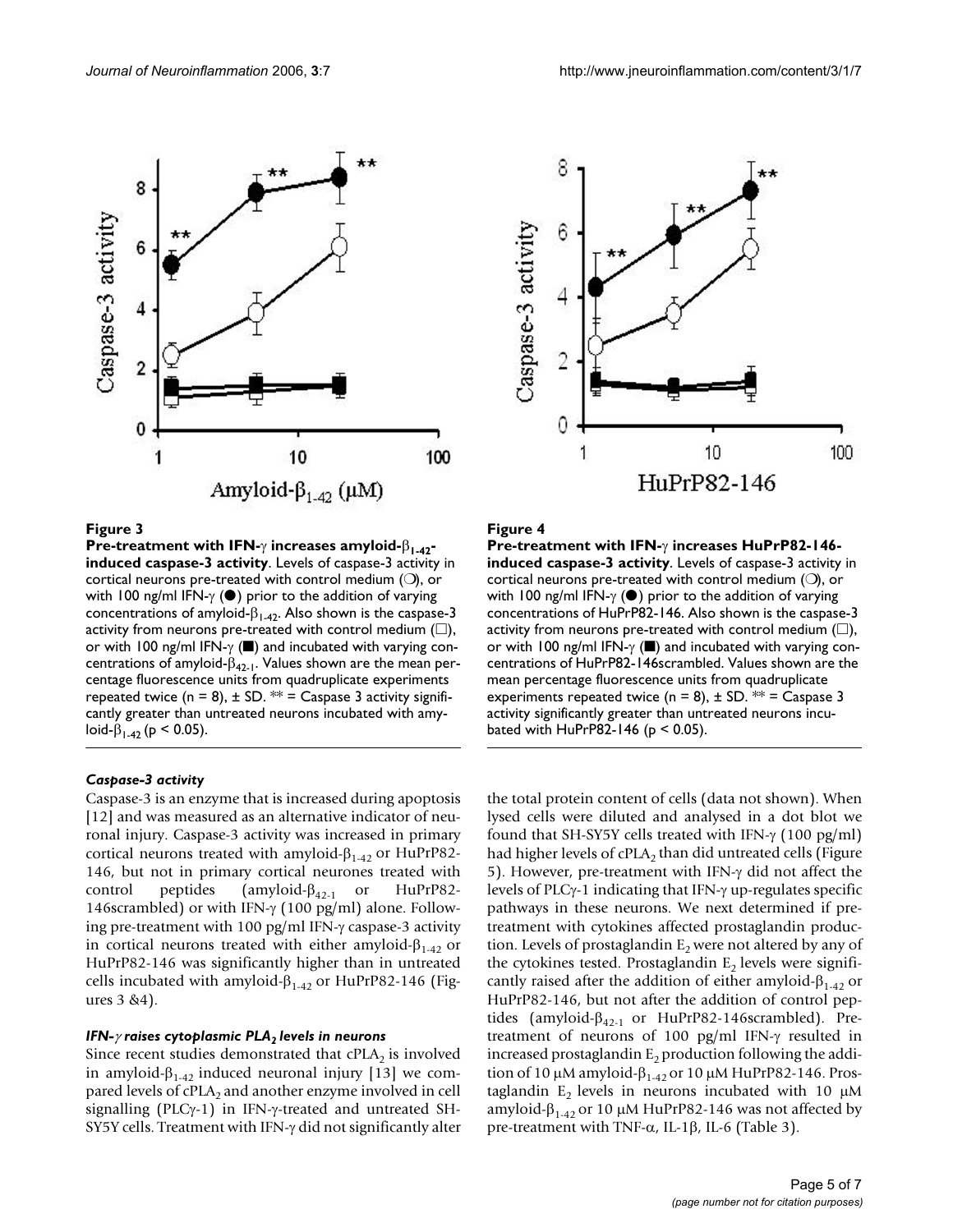**Figure 3**

**Pre-treatment with IFN-γ increases amyloid-$\beta_{1-42}$-induced caspase-3 activity**. Levels of caspase-3 activity in cortical neurons pre-treated with control medium (❍), or with 100 ng/ml IFN-γ (●) prior to the addition of varying concentrations of amyloid-$\beta_{1-42}$. Also shown is the caspase-3 activity from neurons pre-treated with control medium (□), or with 100 ng/ml IFN-γ (■) and incubated with varying concentrations of amyloid-$\beta_{42-1}$. Values shown are the mean percentage fluorescence units from quadruplicate experiments repeated twice (n = 8), ± SD. ** = Caspase 3 activity significantly greater than untreated neurons incubated with amyloid-$\beta_{1-42}$ ($p < 0.05$).

**Figure 4**

**Pre-treatment with IFN-γ increases HuPrP82-146-induced caspase-3 activity**. Levels of caspase-3 activity in cortical neurons pre-treated with control medium (❍), or with 100 ng/ml IFN-γ (●) prior to the addition of varying concentrations of HuPrP82-146. Also shown is the caspase-3 activity from neurons pre-treated with control medium (□), or with 100 ng/ml IFN-γ (■) and incubated with varying concentrations of HuPrP82-146scrambled. Values shown are the mean percentage fluorescence units from quadruplicate experiments repeated twice (n = 8), ± SD. ** = Caspase 3 activity significantly greater than untreated neurons incubated with HuPrP82-146 ($p < 0.05$).

### *Caspase-3 activity*

Caspase-3 is an enzyme that is increased during apoptosis [12] and was measured as an alternative indicator of neuronal injury. Caspase-3 activity was increased in primary cortical neurons treated with amyloid-$\beta_{1-42}$ or HuPrP82-146, but not in primary cortical neurones treated with control peptides (amyloid-$\beta_{42-1}$ or HuPrP82-146scrambled) or with IFN-γ (100 pg/ml) alone. Following pre-treatment with 100 pg/ml IFN-γ caspase-3 activity in cortical neurons treated with either amyloid-$\beta_{1-42}$ or HuPrP82-146 was significantly higher than in untreated cells incubated with amyloid-$\beta_{1-42}$ or HuPrP82-146 (Figures 3 &4).

### *IFN-γ raises cytoplasmic $PLA_2$ levels in neurons*

Since recent studies demonstrated that $cPLA_2$ is involved in amyloid-$\beta_{1-42}$ induced neuronal injury [13] we compared levels of $cPLA_2$ and another enzyme involved in cell signalling (PLCγ-1) in IFN-γ-treated and untreated SH-SY5Y cells. Treatment with IFN-γ did not significantly alter the total protein content of cells (data not shown). When lysed cells were diluted and analysed in a dot blot we found that SH-SY5Y cells treated with IFN-γ (100 pg/ml) had higher levels of $cPLA_2$ than did untreated cells (Figure 5). However, pre-treatment with IFN-γ did not affect the levels of PLCγ-1 indicating that IFN-γ up-regulates specific pathways in these neurons. We next determined if pre-treatment with cytokines affected prostaglandin production. Levels of prostaglandin $E_2$ were not altered by any of the cytokines tested. Prostaglandin $E_2$ levels were significantly raised after the addition of either amyloid-$\beta_{1-42}$ or HuPrP82-146, but not after the addition of control peptides (amyloid-$\beta_{42-1}$ or HuPrP82-146scrambled). Pre-treatment of neurons of 100 pg/ml IFN-γ resulted in increased prostaglandin $E_2$ production following the addition of 10 μM amyloid-$\beta_{1-42}$ or 10 μM HuPrP82-146. Prostaglandin $E_2$ levels in neurons incubated with 10 μM amyloid-$\beta_{1-42}$ or 10 μM HuPrP82-146 was not affected by pre-treatment with TNF-α, IL-1β, IL-6 (Table 3).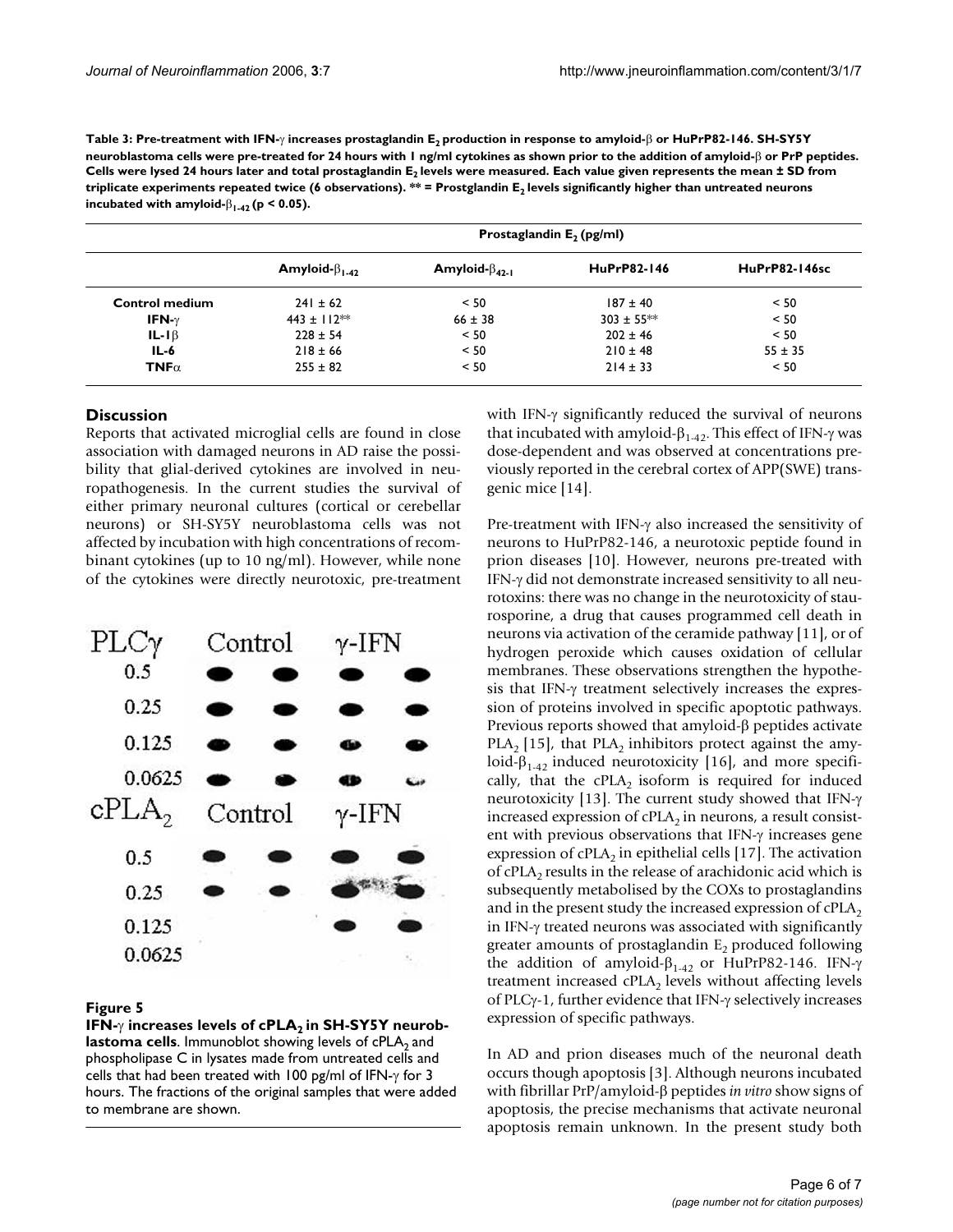**Table 3: Pre-treatment with IFN-γ increases prostaglandin $E_2$ production in response to amyloid-β or HuPrP82-146. SH-SY5Y neuroblastoma cells were pre-treated for 24 hours with 1 ng/ml cytokines as shown prior to the addition of amyloid-β or PrP peptides. Cells were lysed 24 hours later and total prostaglandin $E_2$ levels were measured. Each value given represents the mean ± SD from triplicate experiments repeated twice (6 observations). ** = Prostglandin $E_2$ levels significantly higher than untreated neurons incubated with amyloid-$\beta_{1-42}$ ($p < 0.05$).**

| | Prostaglandin $E_2$ (pg/ml) | | | |
|---|---|---|---|---|
| | Amyloid-$\beta_{1-42}$ | Amyloid-$\beta_{42-1}$ | HuPrP82-146 | HuPrP82-146sc |
| **Control medium** | 241 ± 62 | < 50 | 187 ± 40 | < 50 |
| **IFN-γ** | 443 ± 112** | 66 ± 38 | 303 ± 55** | < 50 |
| **IL-1β** | 228 ± 54 | < 50 | 202 ± 46 | < 50 |
| **IL-6** | 218 ± 66 | < 50 | 210 ± 48 | 55 ± 35 |
| **TNFα** | 255 ± 82 | < 50 | 214 ± 33 | < 50 |

## Discussion

Reports that activated microglial cells are found in close association with damaged neurons in AD raise the possibility that glial-derived cytokines are involved in neuropathogenesis. In the current studies the survival of either primary neuronal cultures (cortical or cerebellar neurons) or SH-SY5Y neuroblastoma cells was not affected by incubation with high concentrations of recombinant cytokines (up to 10 ng/ml). However, while none of the cytokines were directly neurotoxic, pre-treatment with IFN-γ significantly reduced the survival of neurons that incubated with amyloid-$\beta_{1-42}$. This effect of IFN-γ was dose-dependent and was observed at concentrations previously reported in the cerebral cortex of APP(SWE) transgenic mice [14].

**Figure 5**

**IFN-γ increases levels of $cPLA_2$ in SH-SY5Y neuroblastoma cells**. Immunoblot showing levels of $cPLA_2$ and phospholipase C in lysates made from untreated cells and cells that had been treated with 100 pg/ml of IFN-γ for 3 hours. The fractions of the original samples that were added to membrane are shown.

Pre-treatment with IFN-γ also increased the sensitivity of neurons to HuPrP82-146, a neurotoxic peptide found in prion diseases [10]. However, neurons pre-treated with IFN-γ did not demonstrate increased sensitivity to all neurotoxins: there was no change in the neurotoxicity of staurosporine, a drug that causes programmed cell death in neurons via activation of the ceramide pathway [11], or of hydrogen peroxide which causes oxidation of cellular membranes. These observations strengthen the hypothesis that IFN-γ treatment selectively increases the expression of proteins involved in specific apoptotic pathways. Previous reports showed that amyloid-β peptides activate $PLA_2$ [15], that $PLA_2$ inhibitors protect against the amyloid-$\beta_{1-42}$ induced neurotoxicity [16], and more specifically, that the $cPLA_2$ isoform is required for induced neurotoxicity [13]. The current study showed that IFN-γ increased expression of $cPLA_2$ in neurons, a result consistent with previous observations that IFN-γ increases gene expression of $cPLA_2$ in epithelial cells [17]. The activation of $cPLA_2$ results in the release of arachidonic acid which is subsequently metabolised by the COXs to prostaglandins and in the present study the increased expression of $cPLA_2$ in IFN-γ treated neurons was associated with significantly greater amounts of prostaglandin $E_2$ produced following the addition of amyloid-$\beta_{1-42}$ or HuPrP82-146. IFN-γ treatment increased $cPLA_2$ levels without affecting levels of PLCγ-1, further evidence that IFN-γ selectively increases expression of specific pathways.

In AD and prion diseases much of the neuronal death occurs though apoptosis [3]. Although neurons incubated with fibrillar PrP/amyloid-β peptides *in vitro* show signs of apoptosis, the precise mechanisms that activate neuronal apoptosis remain unknown. In the present study both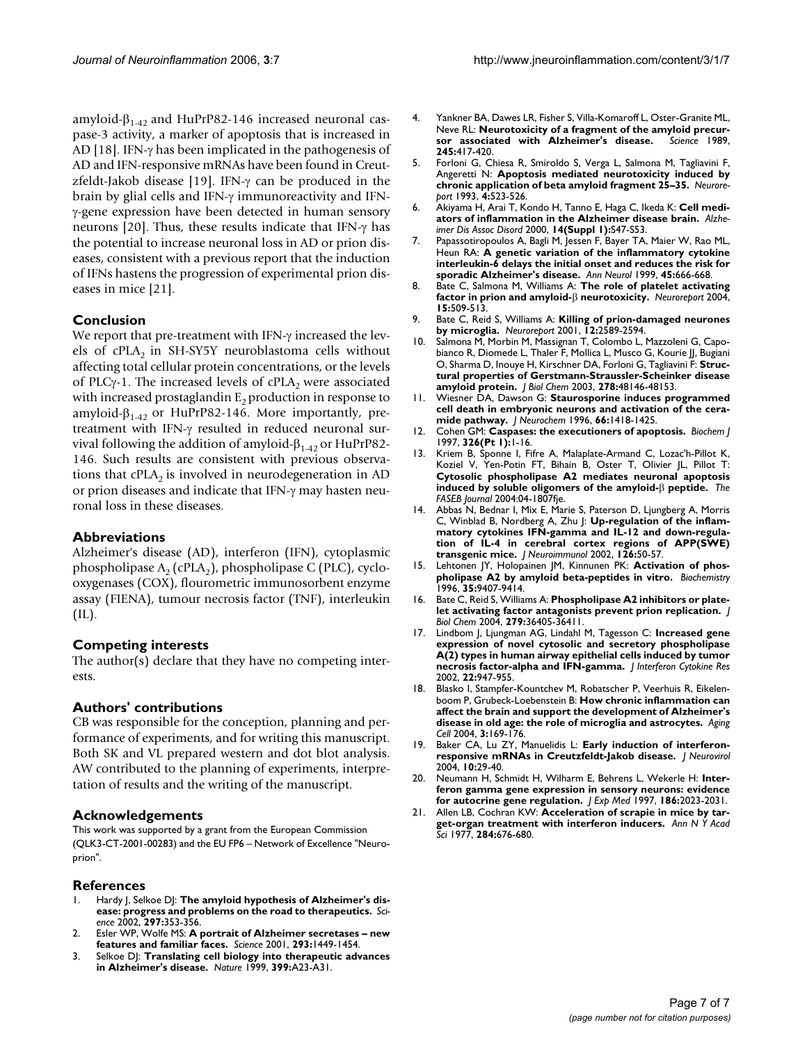amyloid-$\beta_{1-42}$ and HuPrP82-146 increased neuronal caspase-3 activity, a marker of apoptosis that is increased in AD [18]. IFN-$\gamma$ has been implicated in the pathogenesis of AD and IFN-responsive mRNAs have been found in Creutzfeldt-Jakob disease [19]. IFN-$\gamma$ can be produced in the brain by glial cells and IFN-$\gamma$ immunoreactivity and IFN-$\gamma$-gene expression have been detected in human sensory neurons [20]. Thus, these results indicate that IFN-$\gamma$ has the potential to increase neuronal loss in AD or prion diseases, consistent with a previous report that the induction of IFNs hastens the progression of experimental prion diseases in mice [21].

## Conclusion

We report that pre-treatment with IFN-$\gamma$ increased the levels of $cPLA_2$ in SH-SY5Y neuroblastoma cells without affecting total cellular protein concentrations, or the levels of PLC$\gamma$-1. The increased levels of $cPLA_2$ were associated with increased prostaglandin $E_2$ production in response to amyloid-$\beta_{1-42}$ or HuPrP82-146. More importantly, pre-treatment with IFN-$\gamma$ resulted in reduced neuronal survival following the addition of amyloid-$\beta_{1-42}$ or HuPrP82-146. Such results are consistent with previous observations that $cPLA_2$ is involved in neurodegeneration in AD or prion diseases and indicate that IFN-$\gamma$ may hasten neuronal loss in these diseases.

## Abbreviations

Alzheimer's disease (AD), interferon (IFN), cytoplasmic phospholipase $A_2$ ($cPLA_2$), phospholipase C (PLC), cyclo-oxygenases (COX), flourometric immunosorbent enzyme assay (FIENA), tumour necrosis factor (TNF), interleukin (IL).

## Competing interests

The author(s) declare that they have no competing interests.

## Authors' contributions

CB was responsible for the conception, planning and performance of experiments, and for writing this manuscript. Both SK and VL prepared western and dot blot analysis. AW contributed to the planning of experiments, interpretation of results and the writing of the manuscript.

## Acknowledgements

This work was supported by a grant from the European Commission (QLK3-CT-2001-00283) and the EU FP6 – Network of Excellence "Neuroprion".

## References

1. Hardy J, Selkoe DJ: **The amyloid hypothesis of Alzheimer's disease: progress and problems on the road to therapeutics.** *Science* 2002, **297:**353-356.
2. Esler WP, Wolfe MS: **A portrait of Alzheimer secretases – new features and familiar faces.** *Science* 2001, **293:**1449-1454.
3. Selkoe DJ: **Translating cell biology into therapeutic advances in Alzheimer's disease.** *Nature* 1999, **399:**A23-A31.
4. Yankner BA, Dawes LR, Fisher S, Villa-Komaroff L, Oster-Granite ML, Neve RL: **Neurotoxicity of a fragment of the amyloid precursor associated with Alzheimer's disease.** *Science* 1989, **245:**417-420.
5. Forloni G, Chiesa R, Smiroldo S, Verga L, Salmona M, Tagliavini F, Angeretti N: **Apoptosis mediated neurotoxicity induced by chronic application of beta amyloid fragment 25–35.** *Neuroreport* 1993, **4:**523-526.
6. Akiyama H, Arai T, Kondo H, Tanno E, Haga C, Ikeda K: **Cell mediators of inflammation in the Alzheimer disease brain.** *Alzheimer Dis Assoc Disord* 2000, **14(Suppl 1):**S47-S53.
7. Papassotiropoulos A, Bagli M, Jessen F, Bayer TA, Maier W, Rao ML, Heun RA: **A genetic variation of the inflammatory cytokine interleukin-6 delays the initial onset and reduces the risk for sporadic Alzheimer's disease.** *Ann Neurol* 1999, **45:**666-668.
8. Bate C, Salmona M, Williams A: **The role of platelet activating factor in prion and amyloid-β neurotoxicity.** *Neuroreport* 2004, **15:**509-513.
9. Bate C, Reid S, Williams A: **Killing of prion-damaged neurones by microglia.** *Neuroreport* 2001, **12:**2589-2594.
10. Salmona M, Morbin M, Massignan T, Colombo L, Mazzoleni G, Capobianco R, Diomede L, Thaler F, Mollica L, Musco G, Kourie JJ, Bugiani O, Sharma D, Inouye H, Kirschner DA, Forloni G, Tagliavini F: **Structural properties of Gerstmann-Straussler-Scheinker disease amyloid protein.** *J Biol Chem* 2003, **278:**48146-48153.
11. Wiesner DA, Dawson G: **Staurosporine induces programmed cell death in embryonic neurons and activation of the ceramide pathway.** *J Neurochem* 1996, **66:**1418-1425.
12. Cohen GM: **Caspases: the executioners of apoptosis.** *Biochem J* 1997, **326(Pt 1):**1-16.
13. Kriem B, Sponne I, Fifre A, Malaplate-Armand C, Lozac'h-Pillot K, Koziel V, Yen-Potin FT, Bihain B, Oster T, Olivier JL, Pillot T: **Cytosolic phospholipase A2 mediates neuronal apoptosis induced by soluble oligomers of the amyloid-β peptide.** *The FASEB Journal* 2004:04-1807fje.
14. Abbas N, Bednar I, Mix E, Marie S, Paterson D, Ljungberg A, Morris C, Winblad B, Nordberg A, Zhu J: **Up-regulation of the inflammatory cytokines IFN-gamma and IL-12 and down-regulation of IL-4 in cerebral cortex regions of APP(SWE) transgenic mice.** *J Neuroimmunol* 2002, **126:**50-57.
15. Lehtonen JY, Holopainen JM, Kinnunen PK: **Activation of phospholipase A2 by amyloid beta-peptides in vitro.** *Biochemistry* 1996, **35:**9407-9414.
16. Bate C, Reid S, Williams A: **Phospholipase A2 inhibitors or platelet activating factor antagonists prevent prion replication.** *J Biol Chem* 2004, **279:**36405-36411.
17. Lindbom J, Ljungman AG, Lindahl M, Tagesson C: **Increased gene expression of novel cytosolic and secretory phospholipase A(2) types in human airway epithelial cells induced by tumor necrosis factor-alpha and IFN-gamma.** *J Interferon Cytokine Res* 2002, **22:**947-955.
18. Blasko I, Stampfer-Kountchev M, Robatscher P, Veerhuis R, Eikelenboom P, Grubeck-Loebenstein B: **How chronic inflammation can affect the brain and support the development of Alzheimer's disease in old age: the role of microglia and astrocytes.** *Aging Cell* 2004, **3:**169-176.
19. Baker CA, Lu ZY, Manuelidis L: **Early induction of interferon-responsive mRNAs in Creutzfeldt-Jakob disease.** *J Neurovirol* 2004, **10:**29-40.
20. Neumann H, Schmidt H, Wilharm E, Behrens L, Wekerle H: **Interferon gamma gene expression in sensory neurons: evidence for autocrine gene regulation.** *J Exp Med* 1997, **186:**2023-2031.
21. Allen LB, Cochran KW: **Acceleration of scrapie in mice by target-organ treatment with interferon inducers.** *Ann N Y Acad Sci* 1977, **284:**676-680.